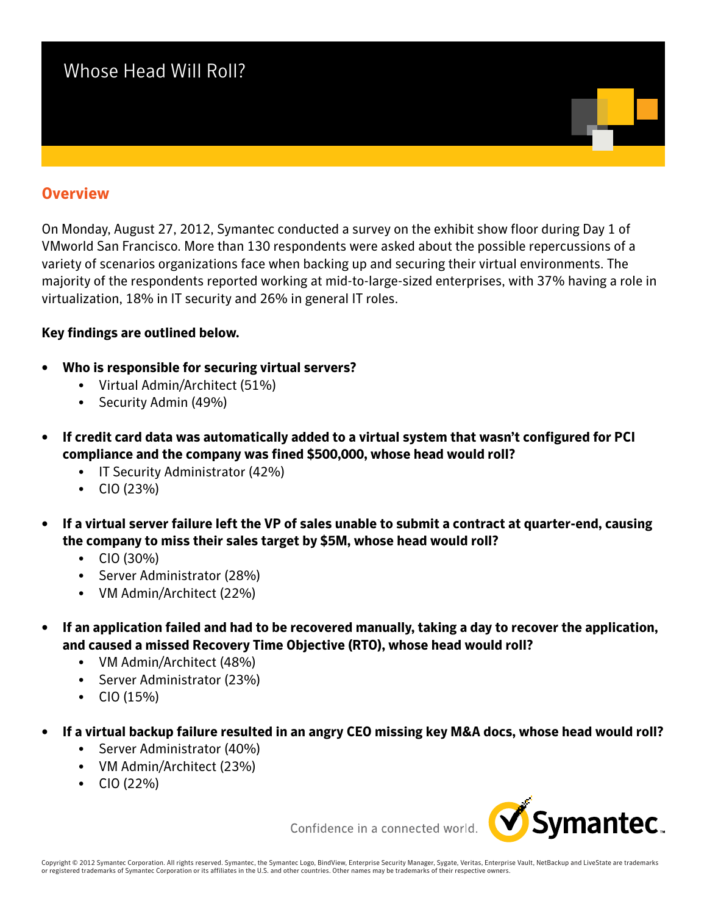# Whose Head Will Roll?

## Overview

On Monday, August 27, 2012, Symantec conducted a survey on the exhibit show floor during Day 1 of VMworld San Francisco. More than 130 respondents were asked about the possible repercussions of a variety of scenarios organizations face when backing up and securing their virtual environments. The majority of the respondents reported working at mid-to-large-sized enterprises, with 37% having a role in virtualization, 18% in IT security and 26% in general IT roles.

**Key findings are outlined below.**

- **Who is responsible for securing virtual servers?**
  - Virtual Admin/Architect (51%)
  - Security Admin (49%)
- **If credit card data was automatically added to a virtual system that wasn't configured for PCI compliance and the company was fined $500,000, whose head would roll?**
  - IT Security Administrator (42%)
  - CIO (23%)
- **If a virtual server failure left the VP of sales unable to submit a contract at quarter-end, causing the company to miss their sales target by $5M, whose head would roll?**
  - CIO (30%)
  - Server Administrator (28%)
  - VM Admin/Architect (22%)
- **If an application failed and had to be recovered manually, taking a day to recover the application, and caused a missed Recovery Time Objective (RTO), whose head would roll?**
  - VM Admin/Architect (48%)
  - Server Administrator (23%)
  - CIO (15%)
- **If a virtual backup failure resulted in an angry CEO missing key M&A docs, whose head would roll?**
  - Server Administrator (40%)
  - VM Admin/Architect (23%)
  - CIO (22%)

Confidence in a connected world. Symantec.

Copyright © 2012 Symantec Corporation. All rights reserved. Symantec, the Symantec Logo, BindView, Enterprise Security Manager, Sygate, Veritas, Enterprise Vault, NetBackup and LiveState are trademarks or registered trademarks of Symantec Corporation or its affiliates in the U.S. and other countries. Other names may be trademarks of their respective owners.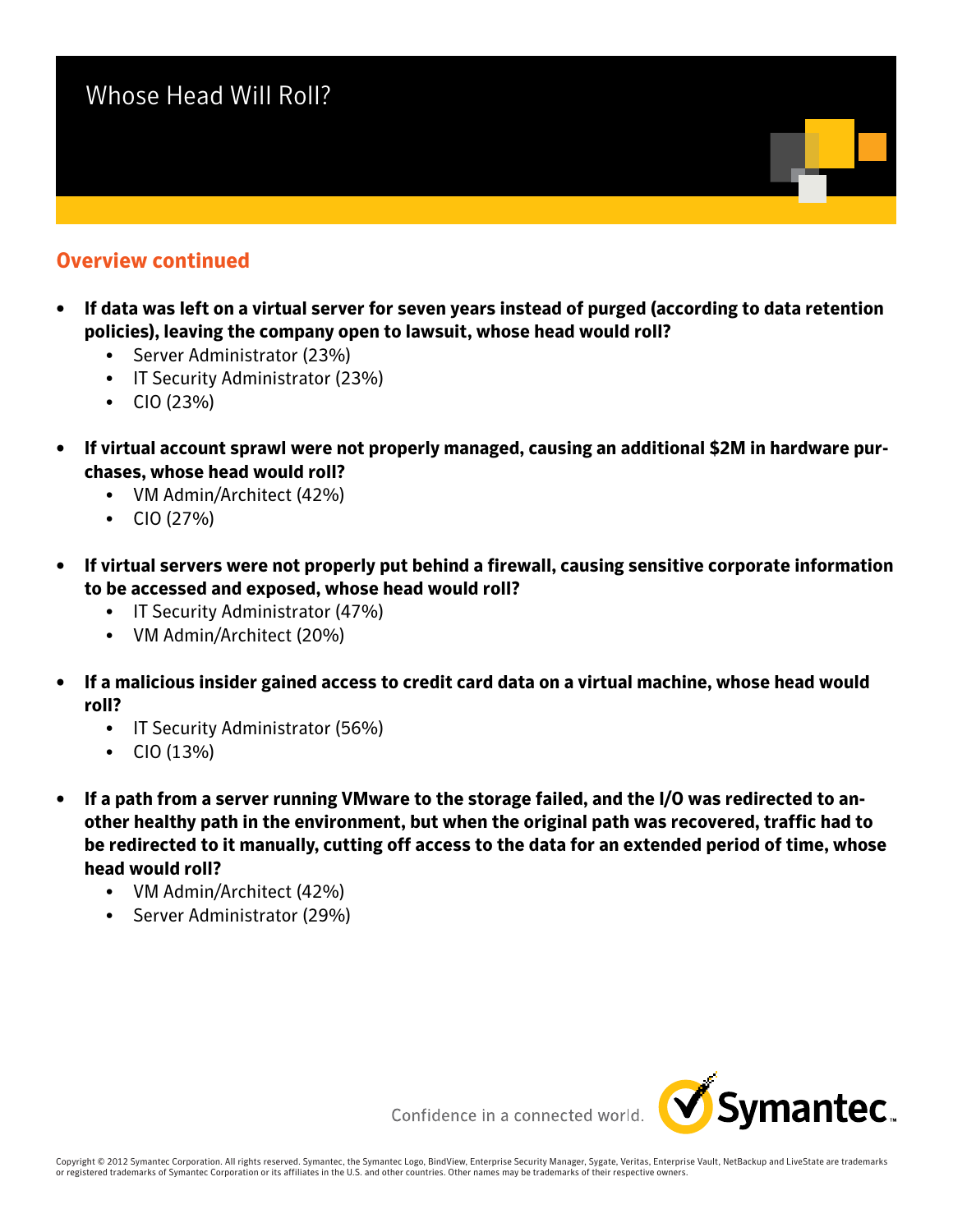# Whose Head Will Roll?

## Overview continued

- **If data was left on a virtual server for seven years instead of purged (according to data retention policies), leaving the company open to lawsuit, whose head would roll?**
    - Server Administrator (23%)
    - IT Security Administrator (23%)
    - CIO (23%)
- **If virtual account sprawl were not properly managed, causing an additional $2M in hardware purchases, whose head would roll?**
    - VM Admin/Architect (42%)
    - CIO (27%)
- **If virtual servers were not properly put behind a firewall, causing sensitive corporate information to be accessed and exposed, whose head would roll?**
    - IT Security Administrator (47%)
    - VM Admin/Architect (20%)
- **If a malicious insider gained access to credit card data on a virtual machine, whose head would roll?**
    - IT Security Administrator (56%)
    - CIO (13%)
- **If a path from a server running VMware to the storage failed, and the I/O was redirected to another healthy path in the environment, but when the original path was recovered, traffic had to be redirected to it manually, cutting off access to the data for an extended period of time, whose head would roll?**
    - VM Admin/Architect (42%)
    - Server Administrator (29%)

Confidence in a connected world. Symantec.

Copyright © 2012 Symantec Corporation. All rights reserved. Symantec, the Symantec Logo, BindView, Enterprise Security Manager, Sygate, Veritas, Enterprise Vault, NetBackup and LiveState are trademarks or registered trademarks of Symantec Corporation or its affiliates in the U.S. and other countries. Other names may be trademarks of their respective owners.